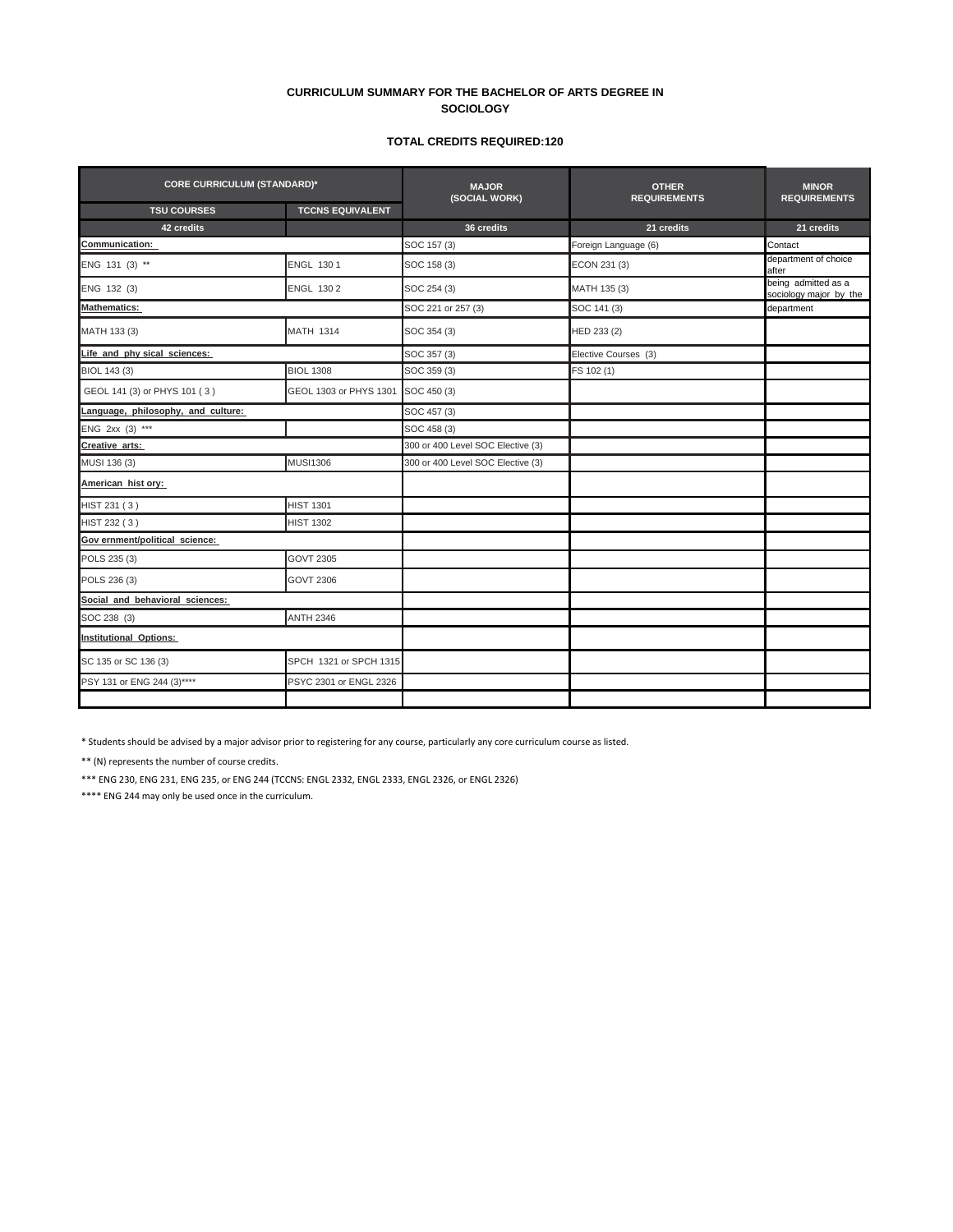**CURRICULUM SUMMARY FOR THE BACHELOR OF ARTS DEGREE IN SOCIOLOGY**

**TOTAL CREDITS REQUIRED:120**

| CORE CURRICULUM (STANDARD)* | | MAJOR (SOCIAL WORK) | OTHER REQUIREMENTS | MINOR REQUIREMENTS |
|---|---|---|---|---|
| **TSU COURSES** | **TCCNS EQUIVALENT** | | | |
| **42 credits** | | **36 credits** | **21 credits** | **21 credits** |
| **Communication:** | | SOC 157 (3) | Foreign Language (6) | Contact |
| ENG 131 (3) ** | ENGL 1301 | SOC 158 (3) | ECON 231 (3) | department of choice after |
| ENG 132 (3) | ENGL 1302 | SOC 254 (3) | MATH 135 (3) | being admitted as a sociology major by the |
| **Mathematics:** | | SOC 221 or 257 (3) | SOC 141 (3) | department |
| MATH 133 (3) | MATH 1314 | SOC 354 (3) | HED 233 (2) | |
| **Life and physical sciences:** | | SOC 357 (3) | Elective Courses (3) | |
| BIOL 143 (3) | BIOL 1308 | SOC 359 (3) | FS 102 (1) | |
| GEOL 141 (3) or PHYS 101 (3) | GEOL 1303 or PHYS 1301 | SOC 450 (3) | | |
| **Language, philosophy, and culture:** | | SOC 457 (3) | | |
| ENG 2xx (3) *** | | SOC 458 (3) | | |
| **Creative arts:** | | 300 or 400 Level SOC Elective (3) | | |
| MUSI 136 (3) | MUSI1306 | 300 or 400 Level SOC Elective (3) | | |
| **American history:** | | | | |
| HIST 231 (3) | HIST 1301 | | | |
| HIST 232 (3) | HIST 1302 | | | |
| **Government/political science:** | | | | |
| POLS 235 (3) | GOVT 2305 | | | |
| POLS 236 (3) | GOVT 2306 | | | |
| **Social and behavioral sciences:** | | | | |
| SOC 238 (3) | ANTH 2346 | | | |
| **Institutional Options:** | | | | |
| SC 135 or SC 136 (3) | SPCH 1321 or SPCH 1315 | | | |
| PSY 131 or ENG 244 (3)**** | PSYC 2301 or ENGL 2326 | | | |
| | | | | |

* Students should be advised by a major advisor prior to registering for any course, particularly any core curriculum course as listed.

** (N) represents the number of course credits.

*** ENG 230, ENG 231, ENG 235, or ENG 244 (TCCNS: ENGL 2332, ENGL 2333, ENGL 2326, or ENGL 2326)

**** ENG 244 may only be used once in the curriculum.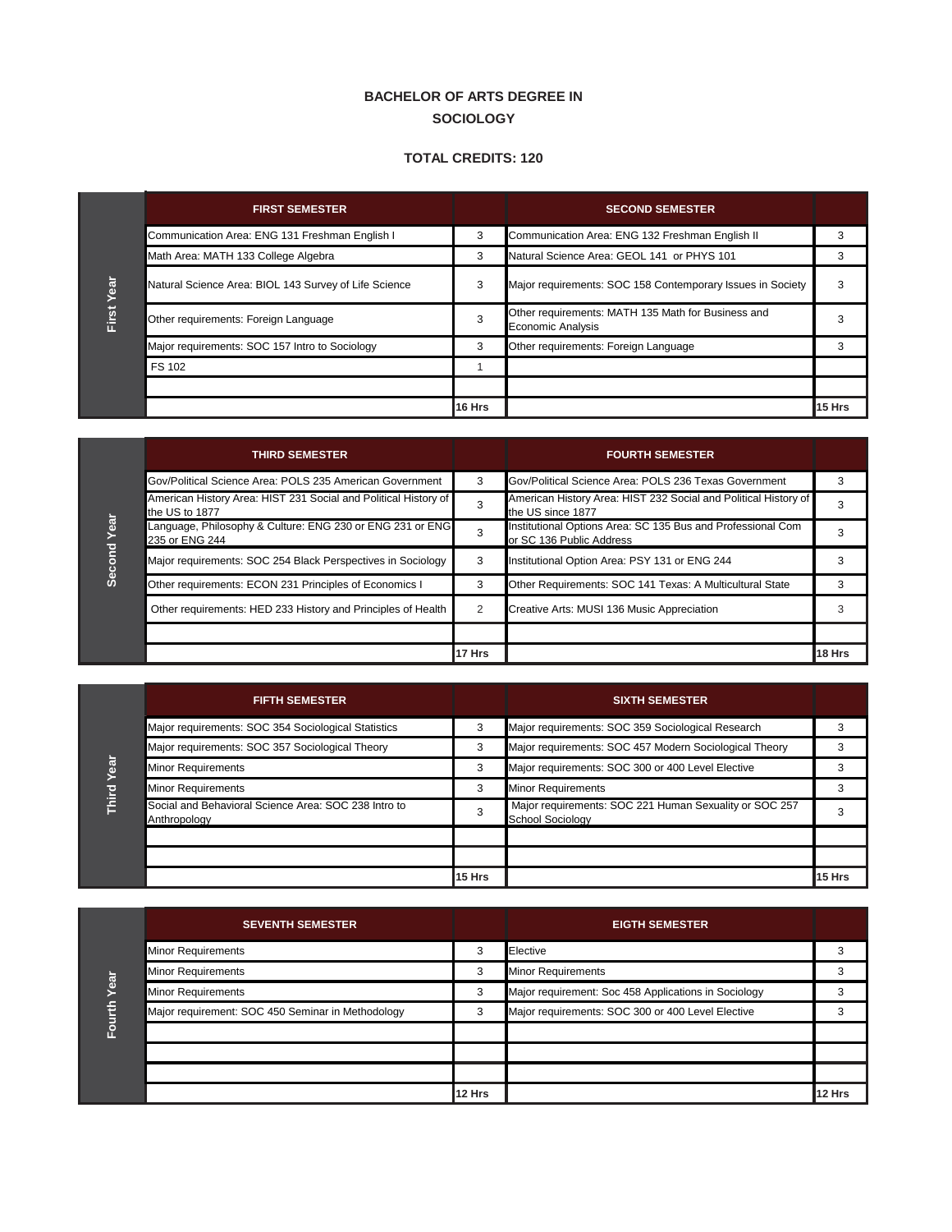**BACHELOR OF ARTS DEGREE IN SOCIOLOGY**

**TOTAL CREDITS: 120**

## First Year

| FIRST SEMESTER | | SECOND SEMESTER | |
|---|---|---|---|
| Communication Area: ENG 131 Freshman English I | 3 | Communication Area: ENG 132 Freshman English II | 3 |
| Math Area: MATH 133 College Algebra | 3 | Natural Science Area: GEOL 141 or PHYS 101 | 3 |
| Natural Science Area: BIOL 143 Survey of Life Science | 3 | Major requirements: SOC 158 Contemporary Issues in Society | 3 |
| Other requirements: Foreign Language | 3 | Other requirements: MATH 135 Math for Business and Economic Analysis | 3 |
| Major requirements: SOC 157 Intro to Sociology | 3 | Other requirements: Foreign Language | 3 |
| FS 102 | 1 | | |
| | | | |
| | 16 Hrs | | 15 Hrs |

## Second Year

| THIRD SEMESTER | | FOURTH SEMESTER | |
|---|---|---|---|
| Gov/Political Science Area: POLS 235 American Government | 3 | Gov/Political Science Area: POLS 236 Texas Government | 3 |
| American History Area: HIST 231 Social and Political History of the US to 1877 | 3 | American History Area: HIST 232 Social and Political History of the US since 1877 | 3 |
| Language, Philosophy & Culture: ENG 230 or ENG 231 or ENG 235 or ENG 244 | 3 | Institutional Options Area: SC 135 Bus and Professional Com or SC 136 Public Address | 3 |
| Major requirements: SOC 254 Black Perspectives in Sociology | 3 | Institutional Option Area: PSY 131 or ENG 244 | 3 |
| Other requirements: ECON 231 Principles of Economics I | 3 | Other Requirements: SOC 141 Texas: A Multicultural State | 3 |
| Other requirements: HED 233 History and Principles of Health | 2 | Creative Arts: MUSI 136 Music Appreciation | 3 |
| | | | |
| | 17 Hrs | | 18 Hrs |

## Third Year

| FIFTH SEMESTER | | SIXTH SEMESTER | |
|---|---|---|---|
| Major requirements: SOC 354 Sociological Statistics | 3 | Major requirements: SOC 359 Sociological Research | 3 |
| Major requirements: SOC 357 Sociological Theory | 3 | Major requirements: SOC 457 Modern Sociological Theory | 3 |
| Minor Requirements | 3 | Major requirements: SOC 300 or 400 Level Elective | 3 |
| Minor Requirements | 3 | Minor Requirements | 3 |
| Social and Behavioral Science Area: SOC 238 Intro to Anthropology | 3 | Major requirements: SOC 221 Human Sexuality or SOC 257 School Sociology | 3 |
| | | | |
| | | | |
| | 15 Hrs | | 15 Hrs |

## Fourth Year

| SEVENTH SEMESTER | | EIGTH SEMESTER | |
|---|---|---|---|
| Minor Requirements | 3 | Elective | 3 |
| Minor Requirements | 3 | Minor Requirements | 3 |
| Minor Requirements | 3 | Major requirement: Soc 458 Applications in Sociology | 3 |
| Major requirement: SOC 450 Seminar in Methodology | 3 | Major requirements: SOC 300 or 400 Level Elective | 3 |
| | | | |
| | | | |
| | | | |
| | 12 Hrs | | 12 Hrs |